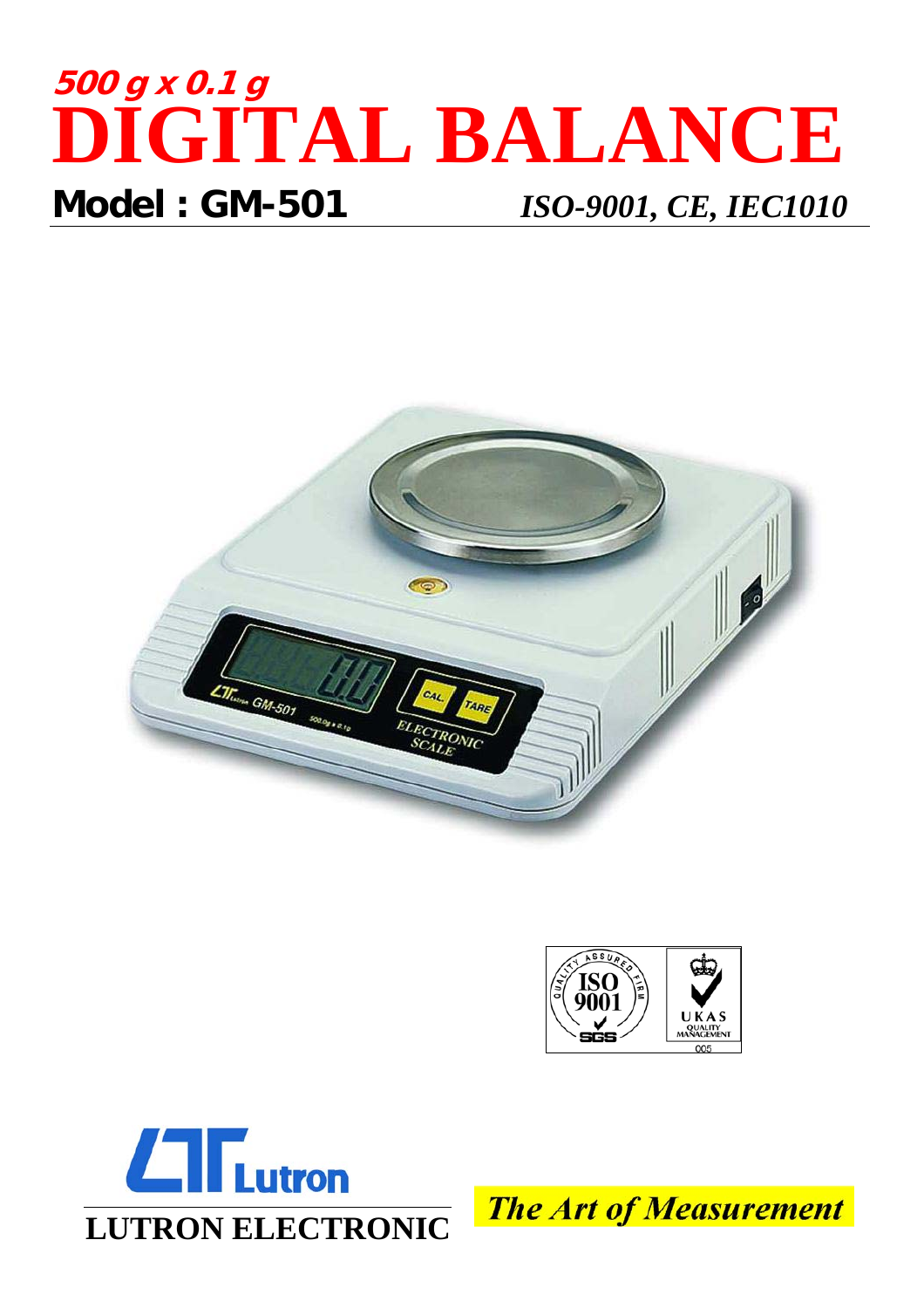**500 g x 0.1 g**

# DIGITAL BALANCE

## Model : GM-501

*ISO-9001, CE, IEC1010*

**LUTRON ELECTRONIC**

*The Art of Measurement*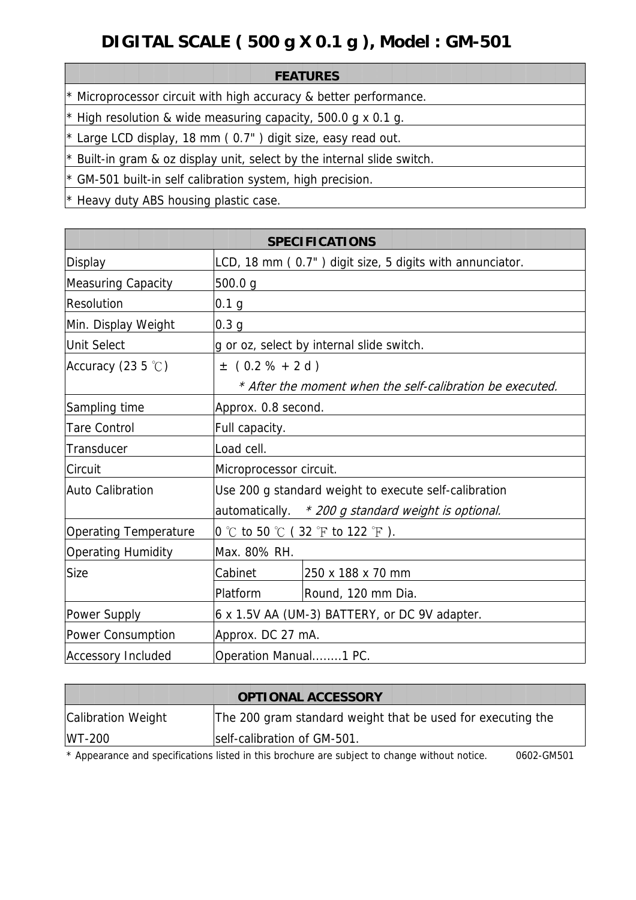# DIGITAL SCALE ( 500 g X 0.1 g ), Model : GM-501

| FEATURES |
| --- |
| * Microprocessor circuit with high accuracy & better performance. |
| * High resolution & wide measuring capacity, 500.0 g x 0.1 g. |
| * Large LCD display, 18 mm ( 0.7" ) digit size, easy read out. |
| * Built-in gram & oz display unit, select by the internal slide switch. |
| * GM-501 built-in self calibration system, high precision. |
| * Heavy duty ABS housing plastic case. |

| SPECIFICATIONS | | |
| --- | --- | --- |
| Display | LCD, 18 mm ( 0.7" ) digit size, 5 digits with annunciator. | |
| Measuring Capacity | 500.0 g | |
| Resolution | 0.1 g | |
| Min. Display Weight | 0.3 g | |
| Unit Select | g or oz, select by internal slide switch. | |
| Accuracy (23 5 ℃) | ± ( 0.2 % + 2 d ) *\* After the moment when the self-calibration be executed.* | |
| Sampling time | Approx. 0.8 second. | |
| Tare Control | Full capacity. | |
| Transducer | Load cell. | |
| Circuit | Microprocessor circuit. | |
| Auto Calibration | Use 200 g standard weight to execute self-calibration automatically. *\* 200 g standard weight is optional.* | |
| Operating Temperature | 0 ℃ to 50 ℃ ( 32 ℉ to 122 ℉ ). | |
| Operating Humidity | Max. 80% RH. | |
| Size | Cabinet | 250 x 188 x 70 mm |
| | Platform | Round, 120 mm Dia. |
| Power Supply | 6 x 1.5V AA (UM-3) BATTERY, or DC 9V adapter. | |
| Power Consumption | Approx. DC 27 mA. | |
| Accessory Included | Operation Manual........1 PC. | |

| OPTIONAL ACCESSORY | |
| --- | --- |
| Calibration Weight WT-200 | The 200 gram standard weight that be used for executing the self-calibration of GM-501. |

* Appearance and specifications listed in this brochure are subject to change without notice. 0602-GM501